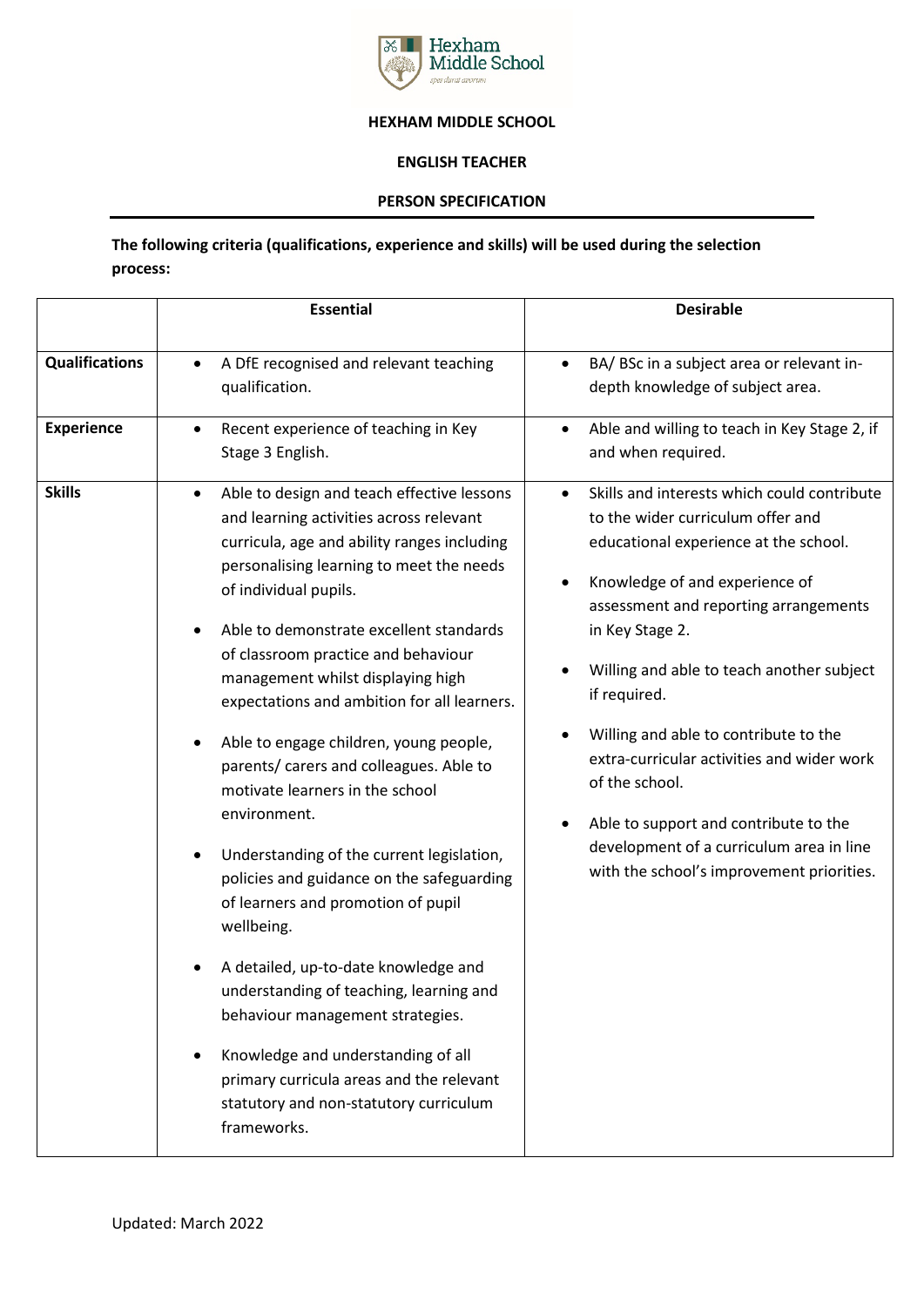# HEXHAM MIDDLE SCHOOL

## ENGLISH TEACHER

## PERSON SPECIFICATION

**The following criteria (qualifications, experience and skills) will be used during the selection process:**

| | Essential | Desirable |
|---|---|---|
| **Qualifications** | • A DfE recognised and relevant teaching qualification. | • BA/ BSc in a subject area or relevant in-depth knowledge of subject area. |
| **Experience** | • Recent experience of teaching in Key Stage 3 English. | • Able and willing to teach in Key Stage 2, if and when required. |
| **Skills** | • Able to design and teach effective lessons and learning activities across relevant curricula, age and ability ranges including personalising learning to meet the needs of individual pupils.<br><br>• Able to demonstrate excellent standards of classroom practice and behaviour management whilst displaying high expectations and ambition for all learners.<br><br>• Able to engage children, young people, parents/ carers and colleagues. Able to motivate learners in the school environment.<br><br>• Understanding of the current legislation, policies and guidance on the safeguarding of learners and promotion of pupil wellbeing.<br><br>• A detailed, up-to-date knowledge and understanding of teaching, learning and behaviour management strategies.<br><br>• Knowledge and understanding of all primary curricula areas and the relevant statutory and non-statutory curriculum frameworks. | • Skills and interests which could contribute to the wider curriculum offer and educational experience at the school.<br><br>• Knowledge of and experience of assessment and reporting arrangements in Key Stage 2.<br><br>• Willing and able to teach another subject if required.<br><br>• Willing and able to contribute to the extra-curricular activities and wider work of the school.<br><br>• Able to support and contribute to the development of a curriculum area in line with the school's improvement priorities. |

Updated: March 2022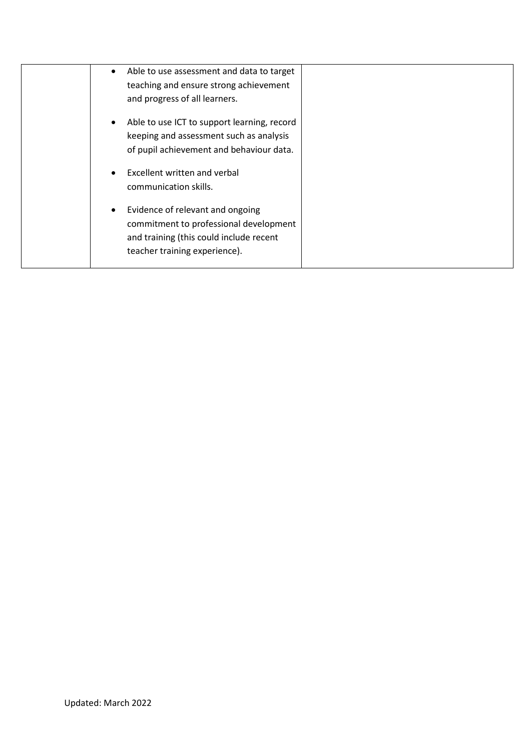| | | |
|---|---|---|
| | • Able to use assessment and data to target teaching and ensure strong achievement and progress of all learners.<br><br>• Able to use ICT to support learning, record keeping and assessment such as analysis of pupil achievement and behaviour data.<br><br>• Excellent written and verbal communication skills.<br><br>• Evidence of relevant and ongoing commitment to professional development and training (this could include recent teacher training experience). | |

Updated: March 2022